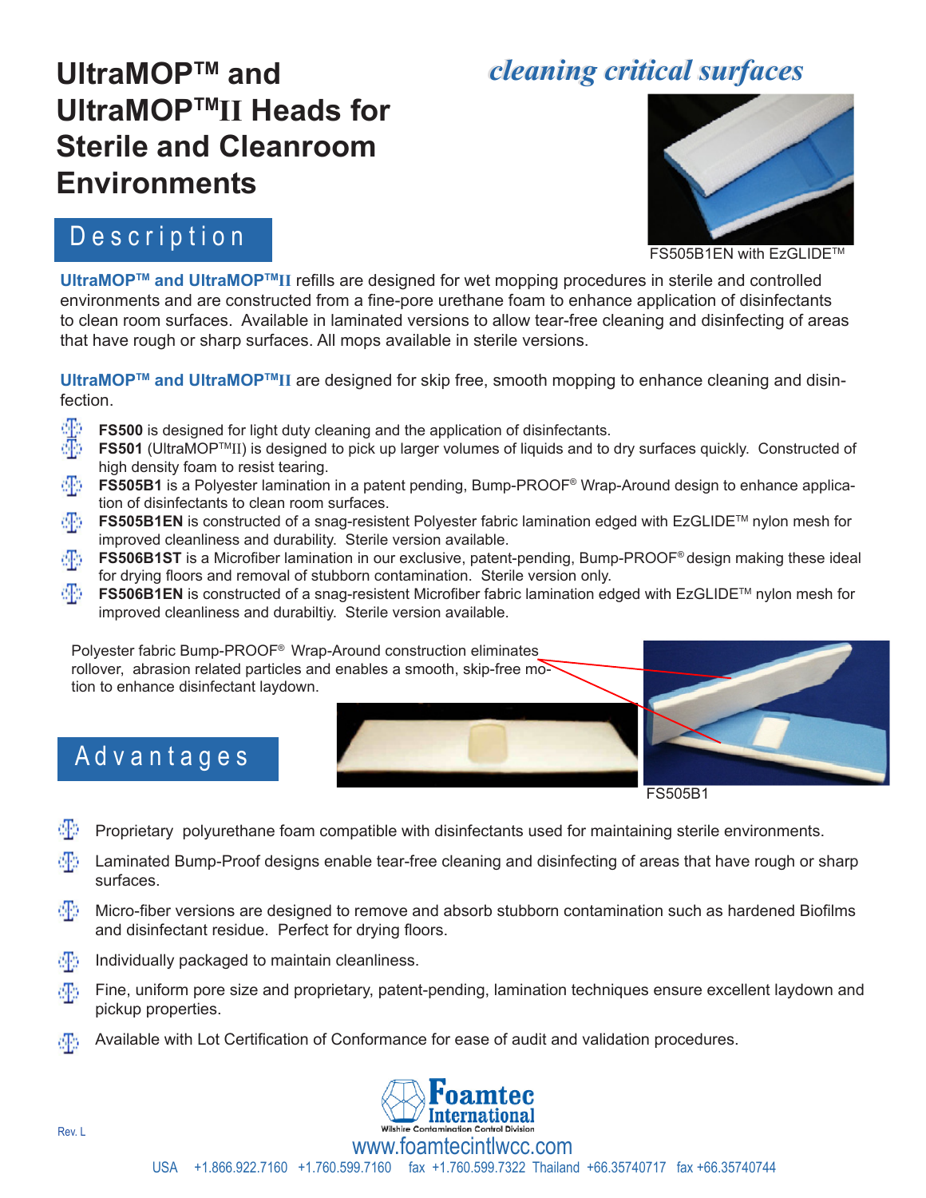# UltraMOP™ and UltraMOP™II Heads for Sterile and Cleanroom Environments

*cleaning critical surfaces*

FS505B1EN with EzGLIDE™

## Description

**UltraMOP™ and UltraMOP™II** refills are designed for wet mopping procedures in sterile and controlled environments and are constructed from a fine-pore urethane foam to enhance application of disinfectants to clean room surfaces. Available in laminated versions to allow tear-free cleaning and disinfecting of areas that have rough or sharp surfaces. All mops available in sterile versions.

**UltraMOP™ and UltraMOP™II** are designed for skip free, smooth mopping to enhance cleaning and disinfection.

- **FS500** is designed for light duty cleaning and the application of disinfectants.
- **FS501** (UltraMOP™II) is designed to pick up larger volumes of liquids and to dry surfaces quickly. Constructed of high density foam to resist tearing.
- **FS505B1** is a Polyester lamination in a patent pending, Bump-PROOF® Wrap-Around design to enhance application of disinfectants to clean room surfaces.
- **FS505B1EN** is constructed of a snag-resistent Polyester fabric lamination edged with EzGLIDE™ nylon mesh for improved cleanliness and durability. Sterile version available.
- **FS506B1ST** is a Microfiber lamination in our exclusive, patent-pending, Bump-PROOF® design making these ideal for drying floors and removal of stubborn contamination. Sterile version only.
- **FS506B1EN** is constructed of a snag-resistent Microfiber fabric lamination edged with EzGLIDE™ nylon mesh for improved cleanliness and durabiltiy. Sterile version available.

Polyester fabric Bump-PROOF® Wrap-Around construction eliminates rollover, abrasion related particles and enables a smooth, skip-free motion to enhance disinfectant laydown.

FS505B1

## Advantages

- Proprietary polyurethane foam compatible with disinfectants used for maintaining sterile environments.
- Laminated Bump-Proof designs enable tear-free cleaning and disinfecting of areas that have rough or sharp surfaces.
- Micro-fiber versions are designed to remove and absorb stubborn contamination such as hardened Biofilms and disinfectant residue. Perfect for drying floors.
- Individually packaged to maintain cleanliness.
- Fine, uniform pore size and proprietary, patent-pending, lamination techniques ensure excellent laydown and pickup properties.
- Available with Lot Certification of Conformance for ease of audit and validation procedures.

Foamtec International
Wilshire Contamination Control Division

Rev. L

www.foamtecintlwcc.com

USA +1.866.922.7160 +1.760.599.7160 fax +1.760.599.7322 Thailand +66.35740717 fax +66.35740744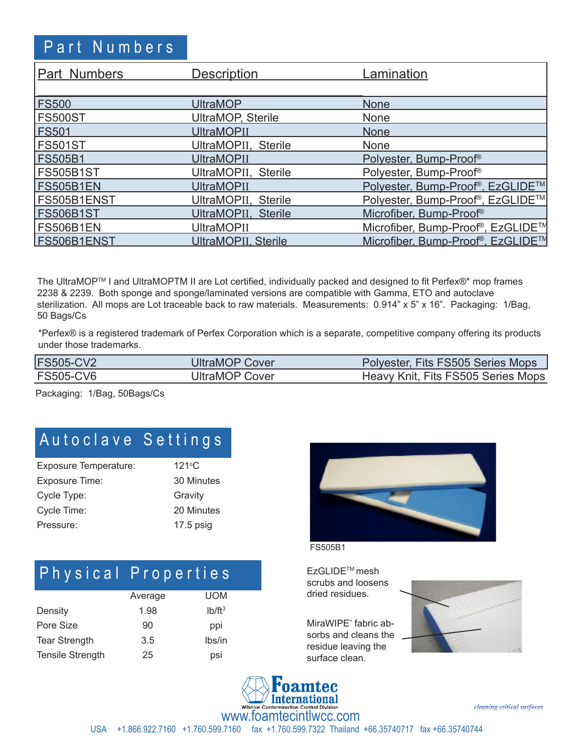## Part Numbers

| Part Numbers | Description | Lamination |
|---|---|---|
| FS500 | UltraMOP | None |
| FS500ST | UltraMOP, Sterile | None |
| FS501 | UltraMOPII | None |
| FS501ST | UltraMOPII, Sterile | None |
| FS505B1 | UltraMOPII | Polyester, Bump-Proof® |
| FS505B1ST | UltraMOPII, Sterile | Polyester, Bump-Proof® |
| FS505B1EN | UltraMOPII | Polyester, Bump-Proof®, EzGLIDE™ |
| FS505B1ENST | UltraMOPII, Sterile | Polyester, Bump-Proof®, EzGLIDE™ |
| FS506B1ST | UltraMOPII, Sterile | Microfiber, Bump-Proof® |
| FS506B1EN | UltraMOPII | Microfiber, Bump-Proof®, EzGLIDE™ |
| FS506B1ENST | UltraMOPII, Sterile | Microfiber, Bump-Proof®, EzGLIDE™ |

The UltraMOP™ I and UltraMOPTM II are Lot certified, individually packed and designed to fit Perfex®* mop frames 2238 & 2239. Both sponge and sponge/laminated versions are compatible with Gamma, ETO and autoclave sterilization. All mops are Lot traceable back to raw materials. Measurements: 0.914" x 5" x 16". Packaging: 1/Bag, 50 Bags/Cs

*Perfex® is a registered trademark of Perfex Corporation which is a separate, competitive company offering its products under those trademarks.

| | | |
|---|---|---|
| FS505-CV2 | UltraMOP Cover | Polyester, Fits FS505 Series Mops |
| FS505-CV6 | UltraMOP Cover | Heavy Knit, Fits FS505 Series Mops |

Packaging: 1/Bag, 50Bags/Cs

## Autoclave Settings

| | |
|---|---|
| Exposure Temperature: | 121°C |
| Exposure Time: | 30 Minutes |
| Cycle Type: | Gravity |
| Cycle Time: | 20 Minutes |
| Pressure: | 17.5 psig |

FS505B1

## Physical Properties

| | Average | UOM |
|---|---|---|
| Density | 1.98 | lb/ft³ |
| Pore Size | 90 | ppi |
| Tear Strength | 3.5 | lbs/in |
| Tensile Strength | 25 | psi |

EzGLIDE™ mesh scrubs and loosens dried residues.

MiraWIPE® fabric absorbs and cleans the residue leaving the surface clean.

Foamtec International
Wilshire Contamination Control Division

*cleaning critical surfaces*

www.foamtecintlwcc.com

USA +1.866.922.7160 +1.760.599.7160 fax +1.760.599.7322 Thailand +66.35740717 fax +66.35740744